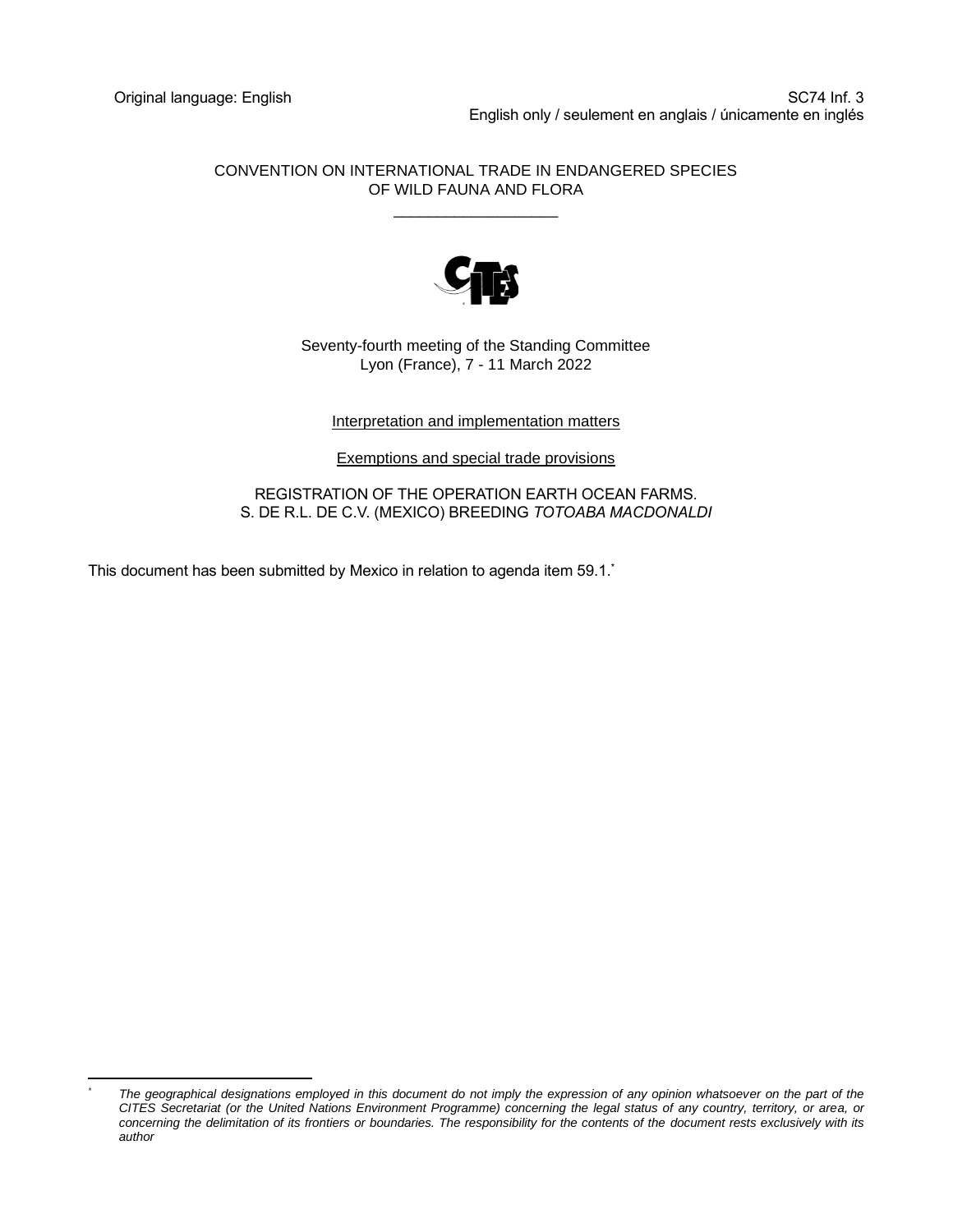Original language: English

SC74 Inf. 3
English only / seulement en anglais / únicamente en inglés

CONVENTION ON INTERNATIONAL TRADE IN ENDANGERED SPECIES
OF WILD FAUNA AND FLORA

---

Seventy-fourth meeting of the Standing Committee
Lyon (France), 7 - 11 March 2022

Interpretation and implementation matters

Exemptions and special trade provisions

REGISTRATION OF THE OPERATION EARTH OCEAN FARMS.
S. DE R.L. DE C.V. (MEXICO) BREEDING *TOTOABA MACDONALDI*

This document has been submitted by Mexico in relation to agenda item 59.1.*

---

* *The geographical designations employed in this document do not imply the expression of any opinion whatsoever on the part of the CITES Secretariat (or the United Nations Environment Programme) concerning the legal status of any country, territory, or area, or concerning the delimitation of its frontiers or boundaries. The responsibility for the contents of the document rests exclusively with its author*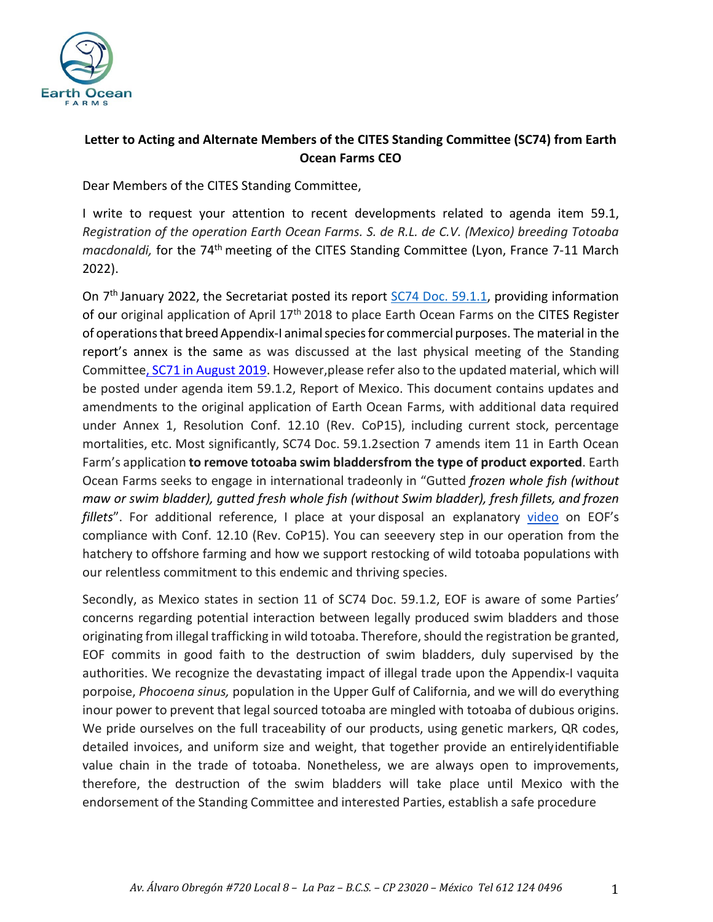**Letter to Acting and Alternate Members of the CITES Standing Committee (SC74) from Earth Ocean Farms CEO**

Dear Members of the CITES Standing Committee,

I write to request your attention to recent developments related to agenda item 59.1, *Registration of the operation Earth Ocean Farms. S. de R.L. de C.V. (Mexico) breeding Totoaba macdonaldi,* for the 74th meeting of the CITES Standing Committee (Lyon, France 7-11 March 2022).

On 7th January 2022, the Secretariat posted its report SC74 Doc. 59.1.1, providing information of our original application of April 17th 2018 to place Earth Ocean Farms on the CITES Register of operations that breed Appendix-I animal species for commercial purposes. The material in the report's annex is the same as was discussed at the last physical meeting of the Standing Committee, SC71 in August 2019. However, please refer also to the updated material, which will be posted under agenda item 59.1.2, Report of Mexico. This document contains updates and amendments to the original application of Earth Ocean Farms, with additional data required under Annex 1, Resolution Conf. 12.10 (Rev. CoP15), including current stock, percentage mortalities, etc. Most significantly, SC74 Doc. 59.1.2 section 7 amends item 11 in Earth Ocean Farm's application **to remove totoaba swim bladders from the type of product exported**. Earth Ocean Farms seeks to engage in international trade only in "Gutted *frozen whole fish (without maw or swim bladder), gutted fresh whole fish (without Swim bladder), fresh fillets, and frozen fillets*". For additional reference, I place at your disposal an explanatory video on EOF's compliance with Conf. 12.10 (Rev. CoP15). You can see every step in our operation from the hatchery to offshore farming and how we support restocking of wild totoaba populations with our relentless commitment to this endemic and thriving species.

Secondly, as Mexico states in section 11 of SC74 Doc. 59.1.2, EOF is aware of some Parties' concerns regarding potential interaction between legally produced swim bladders and those originating from illegal trafficking in wild totoaba. Therefore, should the registration be granted, EOF commits in good faith to the destruction of swim bladders, duly supervised by the authorities. We recognize the devastating impact of illegal trade upon the Appendix-I vaquita porpoise, *Phocoena sinus,* population in the Upper Gulf of California, and we will do everything in our power to prevent that legal sourced totoaba are mingled with totoaba of dubious origins. We pride ourselves on the full traceability of our products, using genetic markers, QR codes, detailed invoices, and uniform size and weight, that together provide an entirely identifiable value chain in the trade of totoaba. Nonetheless, we are always open to improvements, therefore, the destruction of the swim bladders will take place until Mexico with the endorsement of the Standing Committee and interested Parties, establish a safe procedure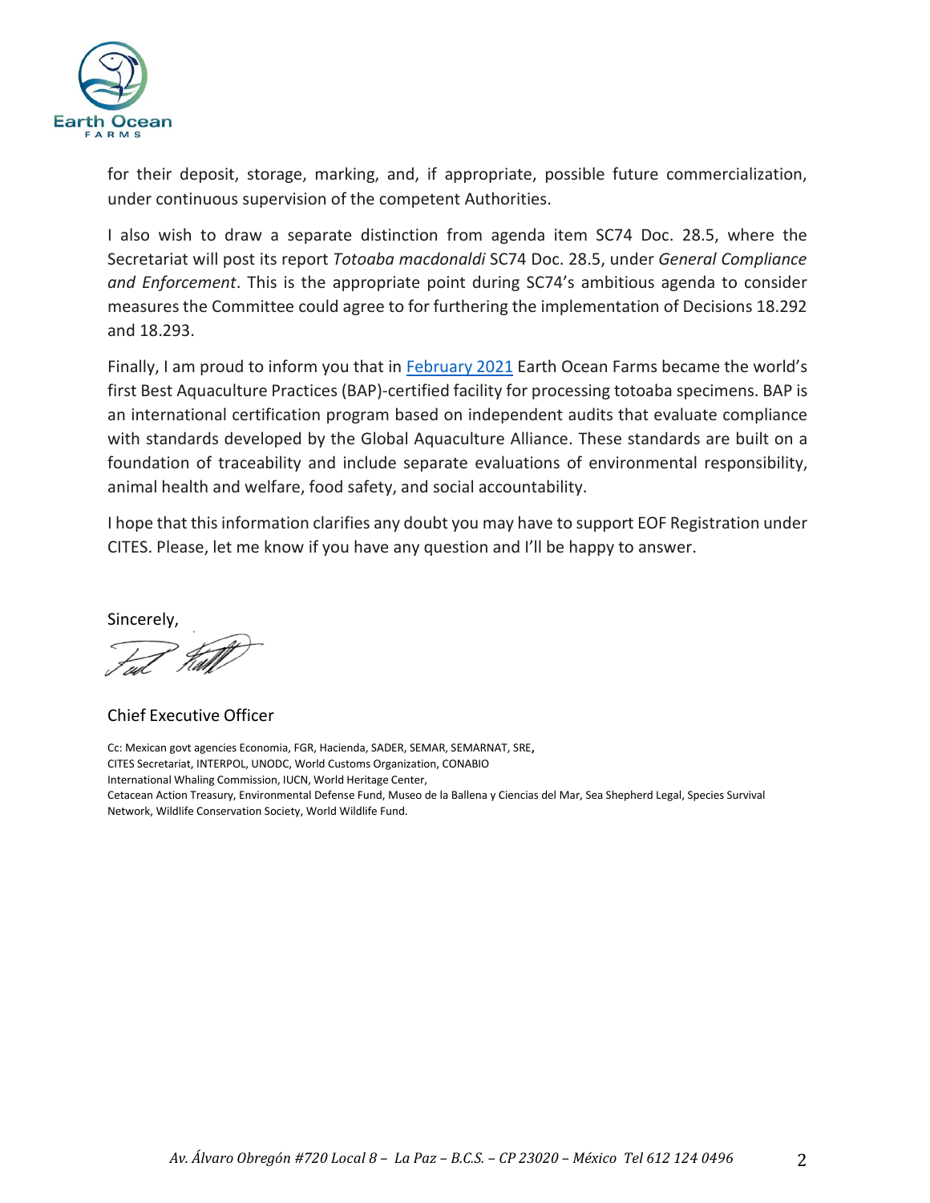for their deposit, storage, marking, and, if appropriate, possible future commercialization, under continuous supervision of the competent Authorities.

I also wish to draw a separate distinction from agenda item SC74 Doc. 28.5, where the Secretariat will post its report *Totoaba macdonaldi* SC74 Doc. 28.5, under *General Compliance and Enforcement*. This is the appropriate point during SC74's ambitious agenda to consider measures the Committee could agree to for furthering the implementation of Decisions 18.292 and 18.293.

Finally, I am proud to inform you that in [February 2021] Earth Ocean Farms became the world's first Best Aquaculture Practices (BAP)-certified facility for processing totoaba specimens. BAP is an international certification program based on independent audits that evaluate compliance with standards developed by the Global Aquaculture Alliance. These standards are built on a foundation of traceability and include separate evaluations of environmental responsibility, animal health and welfare, food safety, and social accountability.

I hope that this information clarifies any doubt you may have to support EOF Registration under CITES. Please, let me know if you have any question and I'll be happy to answer.

Sincerely,

Chief Executive Officer

Cc: Mexican govt agencies Economia, FGR, Hacienda, SADER, SEMAR, SEMARNAT, SRE,
CITES Secretariat, INTERPOL, UNODC, World Customs Organization, CONABIO
International Whaling Commission, IUCN, World Heritage Center,
Cetacean Action Treasury, Environmental Defense Fund, Museo de la Ballena y Ciencias del Mar, Sea Shepherd Legal, Species Survival Network, Wildlife Conservation Society, World Wildlife Fund.